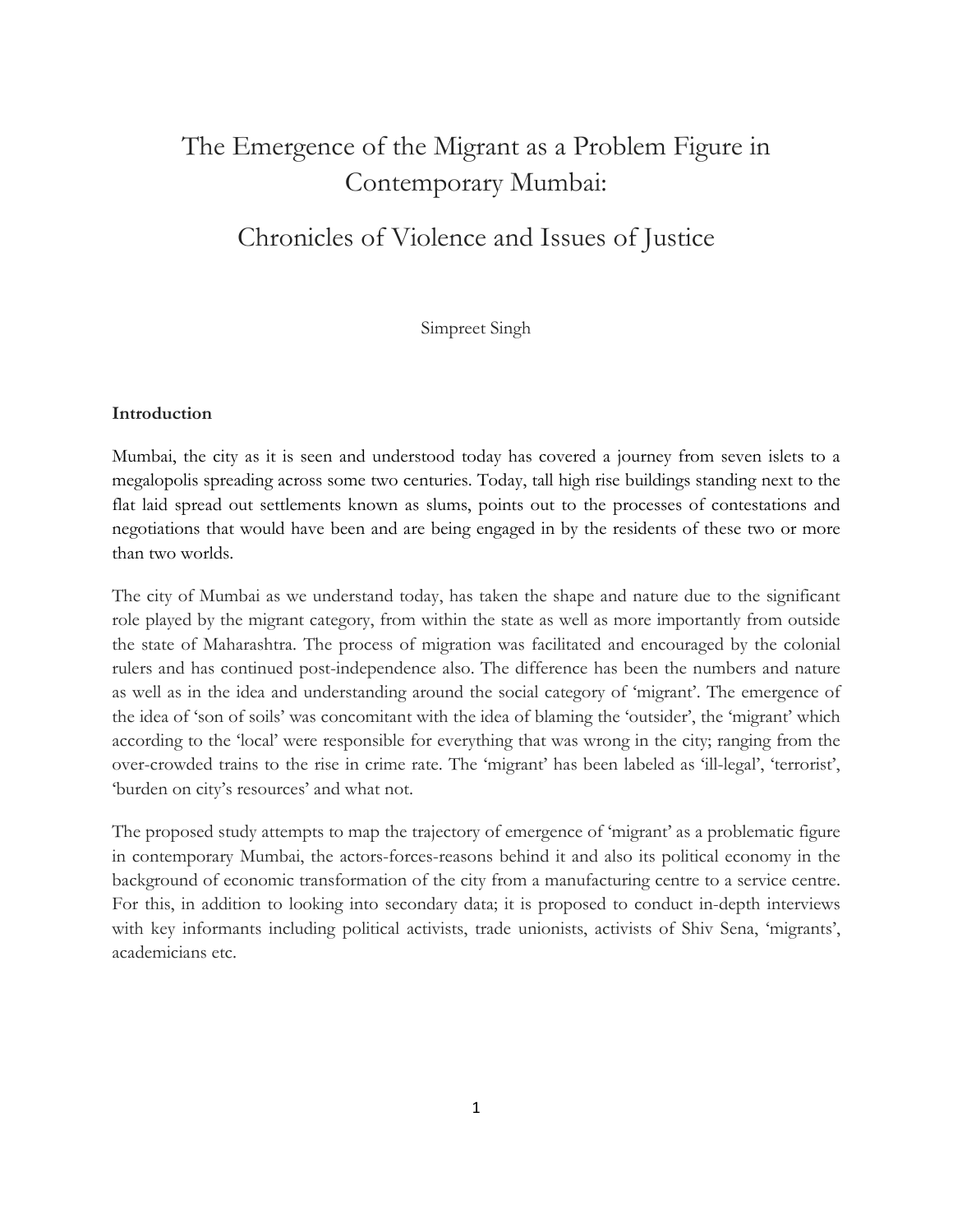# The Emergence of the Migrant as a Problem Figure in Contemporary Mumbai:

## Chronicles of Violence and Issues of Justice

Simpreet Singh

### Introduction

Mumbai, the city as it is seen and understood today has covered a journey from seven islets to a megalopolis spreading across some two centuries. Today, tall high rise buildings standing next to the flat laid spread out settlements known as slums, points out to the processes of contestations and negotiations that would have been and are being engaged in by the residents of these two or more than two worlds.

The city of Mumbai as we understand today, has taken the shape and nature due to the significant role played by the migrant category, from within the state as well as more importantly from outside the state of Maharashtra. The process of migration was facilitated and encouraged by the colonial rulers and has continued post-independence also. The difference has been the numbers and nature as well as in the idea and understanding around the social category of 'migrant'. The emergence of the idea of 'son of soils' was concomitant with the idea of blaming the 'outsider', the 'migrant' which according to the 'local' were responsible for everything that was wrong in the city; ranging from the over-crowded trains to the rise in crime rate. The 'migrant' has been labeled as 'ill-legal', 'terrorist', 'burden on city's resources' and what not.

The proposed study attempts to map the trajectory of emergence of 'migrant' as a problematic figure in contemporary Mumbai, the actors-forces-reasons behind it and also its political economy in the background of economic transformation of the city from a manufacturing centre to a service centre. For this, in addition to looking into secondary data; it is proposed to conduct in-depth interviews with key informants including political activists, trade unionists, activists of Shiv Sena, 'migrants', academicians etc.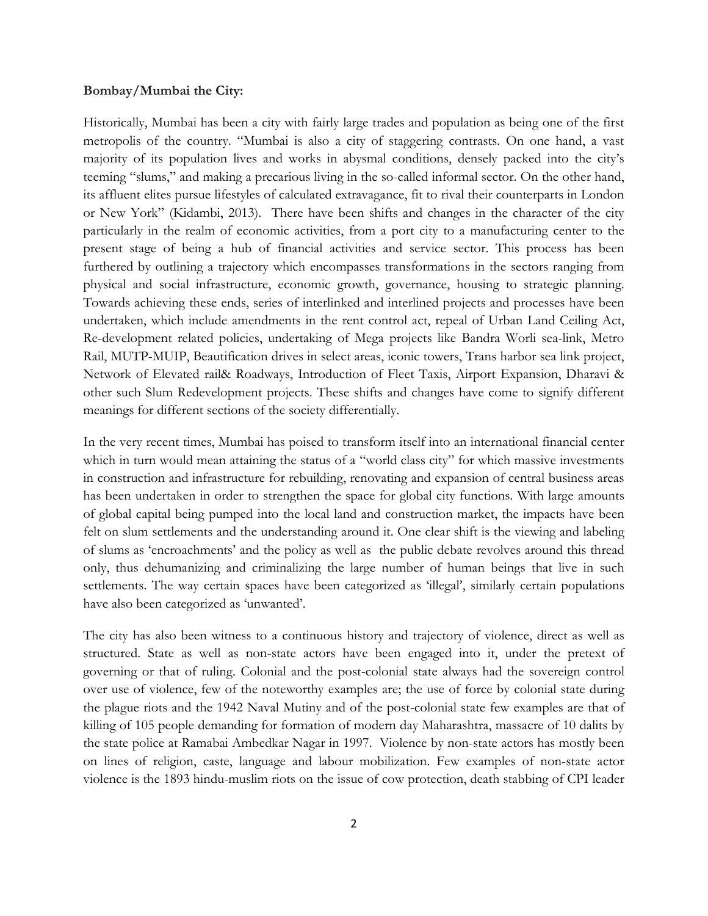**Bombay/Mumbai the City:**

Historically, Mumbai has been a city with fairly large trades and population as being one of the first metropolis of the country. "Mumbai is also a city of staggering contrasts. On one hand, a vast majority of its population lives and works in abysmal conditions, densely packed into the city's teeming "slums," and making a precarious living in the so-called informal sector. On the other hand, its affluent elites pursue lifestyles of calculated extravagance, fit to rival their counterparts in London or New York" (Kidambi, 2013). There have been shifts and changes in the character of the city particularly in the realm of economic activities, from a port city to a manufacturing center to the present stage of being a hub of financial activities and service sector. This process has been furthered by outlining a trajectory which encompasses transformations in the sectors ranging from physical and social infrastructure, economic growth, governance, housing to strategic planning. Towards achieving these ends, series of interlinked and interlined projects and processes have been undertaken, which include amendments in the rent control act, repeal of Urban Land Ceiling Act, Re-development related policies, undertaking of Mega projects like Bandra Worli sea-link, Metro Rail, MUTP-MUIP, Beautification drives in select areas, iconic towers, Trans harbor sea link project, Network of Elevated rail& Roadways, Introduction of Fleet Taxis, Airport Expansion, Dharavi & other such Slum Redevelopment projects. These shifts and changes have come to signify different meanings for different sections of the society differentially.

In the very recent times, Mumbai has poised to transform itself into an international financial center which in turn would mean attaining the status of a "world class city" for which massive investments in construction and infrastructure for rebuilding, renovating and expansion of central business areas has been undertaken in order to strengthen the space for global city functions. With large amounts of global capital being pumped into the local land and construction market, the impacts have been felt on slum settlements and the understanding around it. One clear shift is the viewing and labeling of slums as 'encroachments' and the policy as well as the public debate revolves around this thread only, thus dehumanizing and criminalizing the large number of human beings that live in such settlements. The way certain spaces have been categorized as 'illegal', similarly certain populations have also been categorized as 'unwanted'.

The city has also been witness to a continuous history and trajectory of violence, direct as well as structured. State as well as non-state actors have been engaged into it, under the pretext of governing or that of ruling. Colonial and the post-colonial state always had the sovereign control over use of violence, few of the noteworthy examples are; the use of force by colonial state during the plague riots and the 1942 Naval Mutiny and of the post-colonial state few examples are that of killing of 105 people demanding for formation of modern day Maharashtra, massacre of 10 dalits by the state police at Ramabai Ambedkar Nagar in 1997. Violence by non-state actors has mostly been on lines of religion, caste, language and labour mobilization. Few examples of non-state actor violence is the 1893 hindu-muslim riots on the issue of cow protection, death stabbing of CPI leader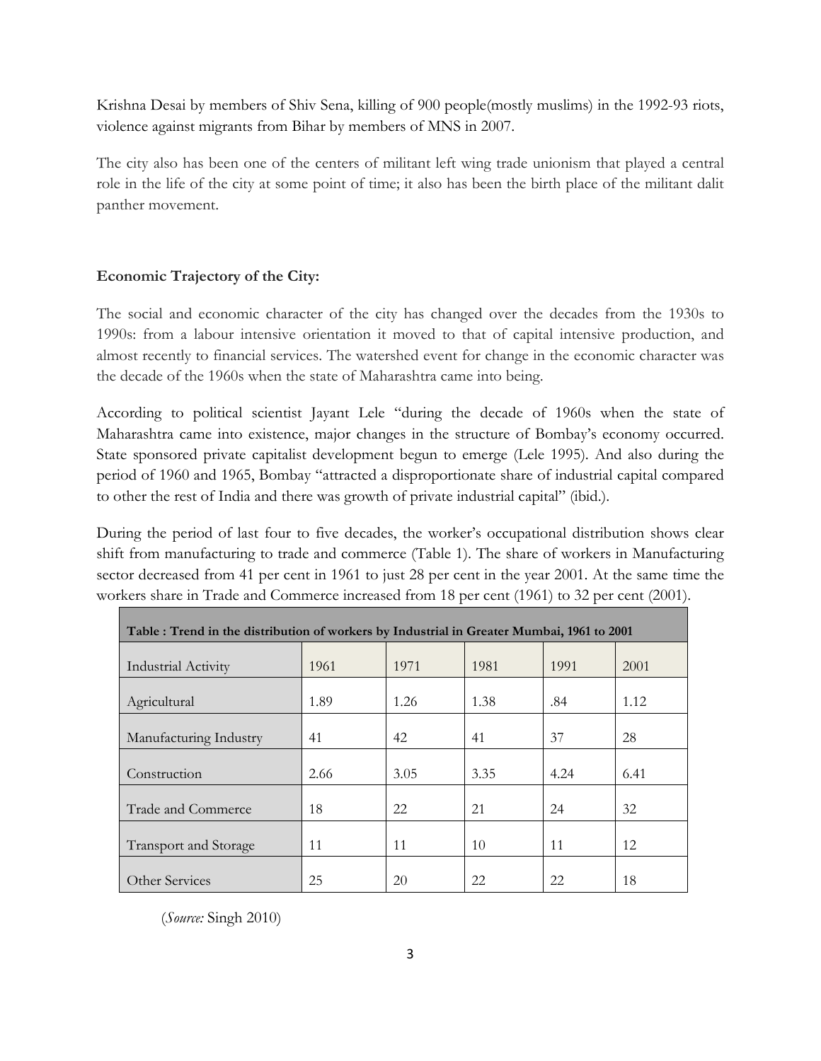Krishna Desai by members of Shiv Sena, killing of 900 people(mostly muslims) in the 1992-93 riots, violence against migrants from Bihar by members of MNS in 2007.

The city also has been one of the centers of militant left wing trade unionism that played a central role in the life of the city at some point of time; it also has been the birth place of the militant dalit panther movement.

**Economic Trajectory of the City:**

The social and economic character of the city has changed over the decades from the 1930s to 1990s: from a labour intensive orientation it moved to that of capital intensive production, and almost recently to financial services. The watershed event for change in the economic character was the decade of the 1960s when the state of Maharashtra came into being.

According to political scientist Jayant Lele "during the decade of 1960s when the state of Maharashtra came into existence, major changes in the structure of Bombay's economy occurred. State sponsored private capitalist development begun to emerge (Lele 1995). And also during the period of 1960 and 1965, Bombay "attracted a disproportionate share of industrial capital compared to other the rest of India and there was growth of private industrial capital" (ibid.).

During the period of last four to five decades, the worker's occupational distribution shows clear shift from manufacturing to trade and commerce (Table 1). The share of workers in Manufacturing sector decreased from 41 per cent in 1961 to just 28 per cent in the year 2001. At the same time the workers share in Trade and Commerce increased from 18 per cent (1961) to 32 per cent (2001).

**Table : Trend in the distribution of workers by Industrial in Greater Mumbai, 1961 to 2001**

| Industrial Activity | 1961 | 1971 | 1981 | 1991 | 2001 |
|---|---|---|---|---|---|
| Agricultural | 1.89 | 1.26 | 1.38 | .84 | 1.12 |
| Manufacturing Industry | 41 | 42 | 41 | 37 | 28 |
| Construction | 2.66 | 3.05 | 3.35 | 4.24 | 6.41 |
| Trade and Commerce | 18 | 22 | 21 | 24 | 32 |
| Transport and Storage | 11 | 11 | 10 | 11 | 12 |
| Other Services | 25 | 20 | 22 | 22 | 18 |

(*Source:* Singh 2010)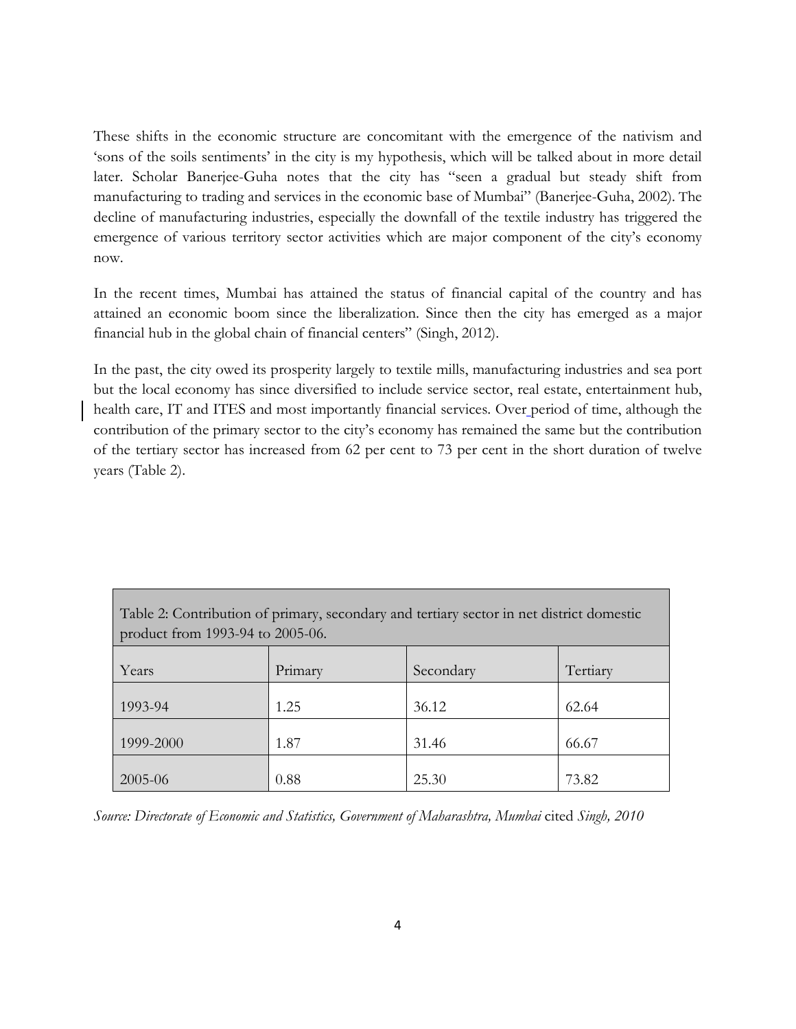These shifts in the economic structure are concomitant with the emergence of the nativism and 'sons of the soils sentiments' in the city is my hypothesis, which will be talked about in more detail later. Scholar Banerjee-Guha notes that the city has "seen a gradual but steady shift from manufacturing to trading and services in the economic base of Mumbai" (Banerjee-Guha, 2002). The decline of manufacturing industries, especially the downfall of the textile industry has triggered the emergence of various territory sector activities which are major component of the city's economy now.

In the recent times, Mumbai has attained the status of financial capital of the country and has attained an economic boom since the liberalization. Since then the city has emerged as a major financial hub in the global chain of financial centers" (Singh, 2012).

In the past, the city owed its prosperity largely to textile mills, manufacturing industries and sea port but the local economy has since diversified to include service sector, real estate, entertainment hub, health care, IT and ITES and most importantly financial services. Over period of time, although the contribution of the primary sector to the city's economy has remained the same but the contribution of the tertiary sector has increased from 62 per cent to 73 per cent in the short duration of twelve years (Table 2).

Table 2: Contribution of primary, secondary and tertiary sector in net district domestic product from 1993-94 to 2005-06.

| Years | Primary | Secondary | Tertiary |
|---|---|---|---|
| 1993-94 | 1.25 | 36.12 | 62.64 |
| 1999-2000 | 1.87 | 31.46 | 66.67 |
| 2005-06 | 0.88 | 25.30 | 73.82 |

*Source: Directorate of Economic and Statistics, Government of Maharashtra, Mumbai* cited *Singh, 2010*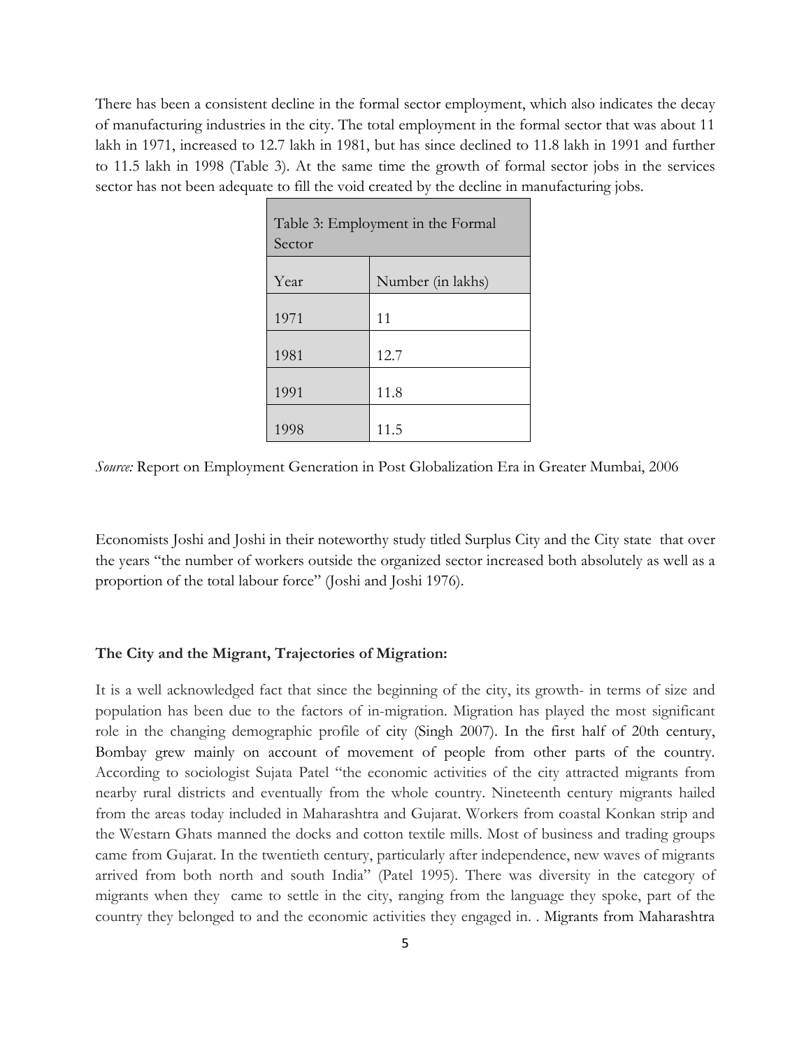There has been a consistent decline in the formal sector employment, which also indicates the decay of manufacturing industries in the city. The total employment in the formal sector that was about 11 lakh in 1971, increased to 12.7 lakh in 1981, but has since declined to 11.8 lakh in 1991 and further to 11.5 lakh in 1998 (Table 3). At the same time the growth of formal sector jobs in the services sector has not been adequate to fill the void created by the decline in manufacturing jobs.

Table 3: Employment in the Formal Sector

| Year | Number (in lakhs) |
|---|---|
| 1971 | 11 |
| 1981 | 12.7 |
| 1991 | 11.8 |
| 1998 | 11.5 |

*Source:* Report on Employment Generation in Post Globalization Era in Greater Mumbai, 2006

Economists Joshi and Joshi in their noteworthy study titled Surplus City and the City state that over the years "the number of workers outside the organized sector increased both absolutely as well as a proportion of the total labour force" (Joshi and Joshi 1976).

**The City and the Migrant, Trajectories of Migration:**

It is a well acknowledged fact that since the beginning of the city, its growth- in terms of size and population has been due to the factors of in-migration. Migration has played the most significant role in the changing demographic profile of city (Singh 2007). In the first half of 20th century, Bombay grew mainly on account of movement of people from other parts of the country. According to sociologist Sujata Patel "the economic activities of the city attracted migrants from nearby rural districts and eventually from the whole country. Nineteenth century migrants hailed from the areas today included in Maharashtra and Gujarat. Workers from coastal Konkan strip and the Westarn Ghats manned the docks and cotton textile mills. Most of business and trading groups came from Gujarat. In the twentieth century, particularly after independence, new waves of migrants arrived from both north and south India" (Patel 1995). There was diversity in the category of migrants when they came to settle in the city, ranging from the language they spoke, part of the country they belonged to and the economic activities they engaged in. . Migrants from Maharashtra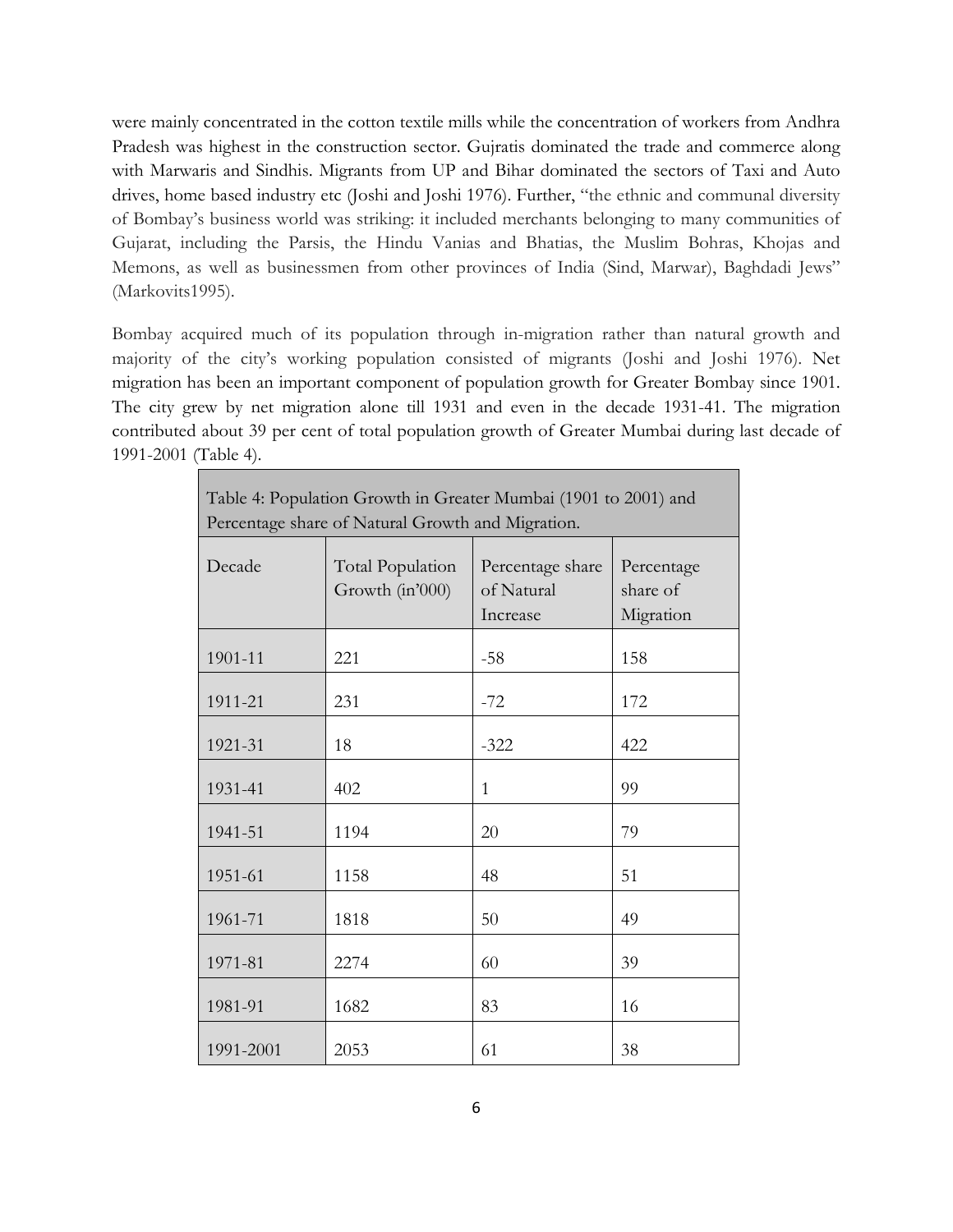were mainly concentrated in the cotton textile mills while the concentration of workers from Andhra Pradesh was highest in the construction sector. Gujratis dominated the trade and commerce along with Marwaris and Sindhis. Migrants from UP and Bihar dominated the sectors of Taxi and Auto drives, home based industry etc (Joshi and Joshi 1976). Further, "the ethnic and communal diversity of Bombay's business world was striking: it included merchants belonging to many communities of Gujarat, including the Parsis, the Hindu Vanias and Bhatias, the Muslim Bohras, Khojas and Memons, as well as businessmen from other provinces of India (Sind, Marwar), Baghdadi Jews" (Markovits1995).

Bombay acquired much of its population through in-migration rather than natural growth and majority of the city's working population consisted of migrants (Joshi and Joshi 1976). Net migration has been an important component of population growth for Greater Bombay since 1901. The city grew by net migration alone till 1931 and even in the decade 1931-41. The migration contributed about 39 per cent of total population growth of Greater Mumbai during last decade of 1991-2001 (Table 4).

Table 4: Population Growth in Greater Mumbai (1901 to 2001) and Percentage share of Natural Growth and Migration.

| Decade | Total Population Growth (in'000) | Percentage share of Natural Increase | Percentage share of Migration |
|---|---|---|---|
| 1901-11 | 221 | -58 | 158 |
| 1911-21 | 231 | -72 | 172 |
| 1921-31 | 18 | -322 | 422 |
| 1931-41 | 402 | 1 | 99 |
| 1941-51 | 1194 | 20 | 79 |
| 1951-61 | 1158 | 48 | 51 |
| 1961-71 | 1818 | 50 | 49 |
| 1971-81 | 2274 | 60 | 39 |
| 1981-91 | 1682 | 83 | 16 |
| 1991-2001 | 2053 | 61 | 38 |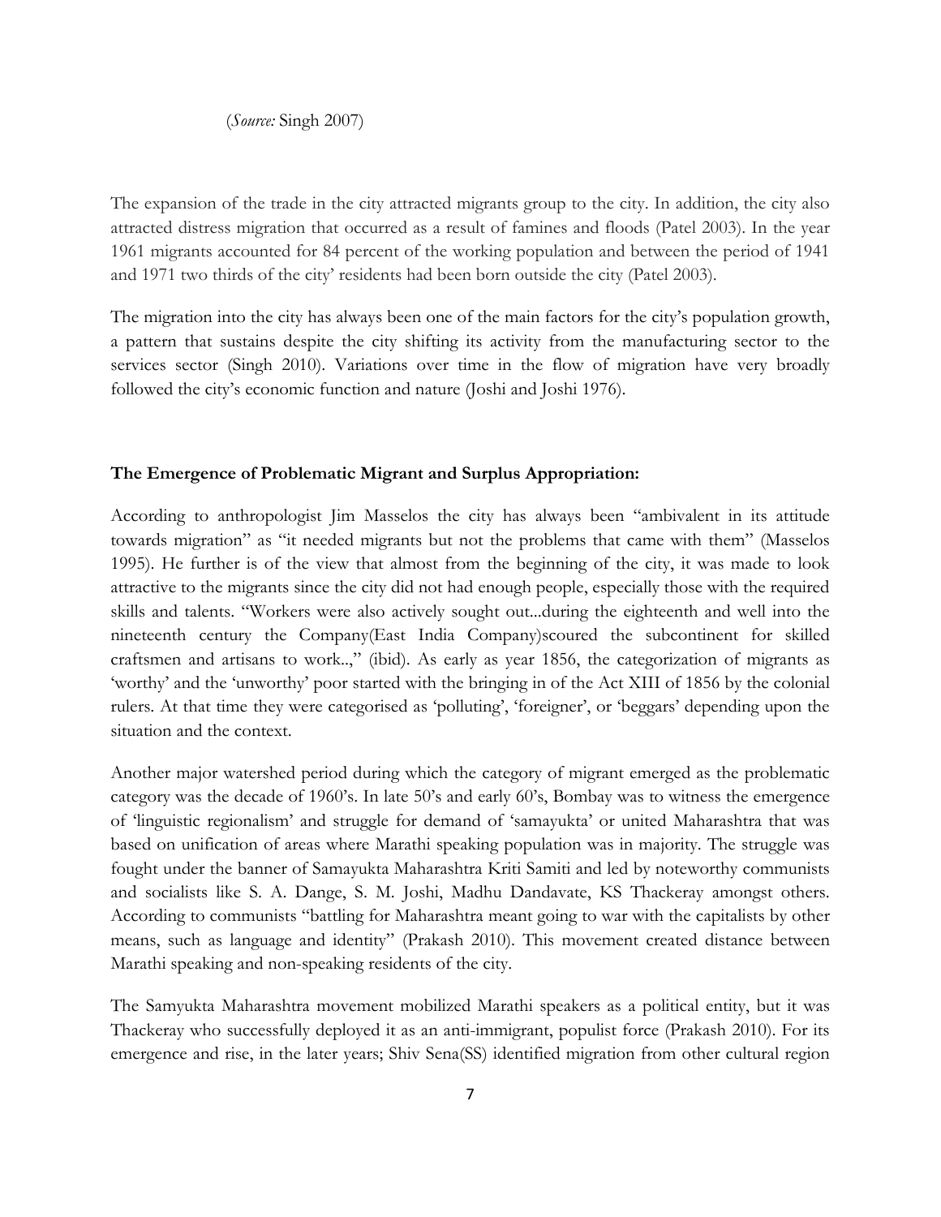(*Source:* Singh 2007)

The expansion of the trade in the city attracted migrants group to the city. In addition, the city also attracted distress migration that occurred as a result of famines and floods (Patel 2003). In the year 1961 migrants accounted for 84 percent of the working population and between the period of 1941 and 1971 two thirds of the city' residents had been born outside the city (Patel 2003).

The migration into the city has always been one of the main factors for the city's population growth, a pattern that sustains despite the city shifting its activity from the manufacturing sector to the services sector (Singh 2010). Variations over time in the flow of migration have very broadly followed the city's economic function and nature (Joshi and Joshi 1976).

**The Emergence of Problematic Migrant and Surplus Appropriation:**

According to anthropologist Jim Masselos the city has always been "ambivalent in its attitude towards migration" as "it needed migrants but not the problems that came with them" (Masselos 1995). He further is of the view that almost from the beginning of the city, it was made to look attractive to the migrants since the city did not had enough people, especially those with the required skills and talents. "Workers were also actively sought out...during the eighteenth and well into the nineteenth century the Company(East India Company)scoured the subcontinent for skilled craftsmen and artisans to work..," (ibid). As early as year 1856, the categorization of migrants as 'worthy' and the 'unworthy' poor started with the bringing in of the Act XIII of 1856 by the colonial rulers. At that time they were categorised as 'polluting', 'foreigner', or 'beggars' depending upon the situation and the context.

Another major watershed period during which the category of migrant emerged as the problematic category was the decade of 1960's. In late 50's and early 60's, Bombay was to witness the emergence of 'linguistic regionalism' and struggle for demand of 'samayukta' or united Maharashtra that was based on unification of areas where Marathi speaking population was in majority. The struggle was fought under the banner of Samayukta Maharashtra Kriti Samiti and led by noteworthy communists and socialists like S. A. Dange, S. M. Joshi, Madhu Dandavate, KS Thackeray amongst others. According to communists "battling for Maharashtra meant going to war with the capitalists by other means, such as language and identity" (Prakash 2010). This movement created distance between Marathi speaking and non-speaking residents of the city.

The Samyukta Maharashtra movement mobilized Marathi speakers as a political entity, but it was Thackeray who successfully deployed it as an anti-immigrant, populist force (Prakash 2010). For its emergence and rise, in the later years; Shiv Sena(SS) identified migration from other cultural region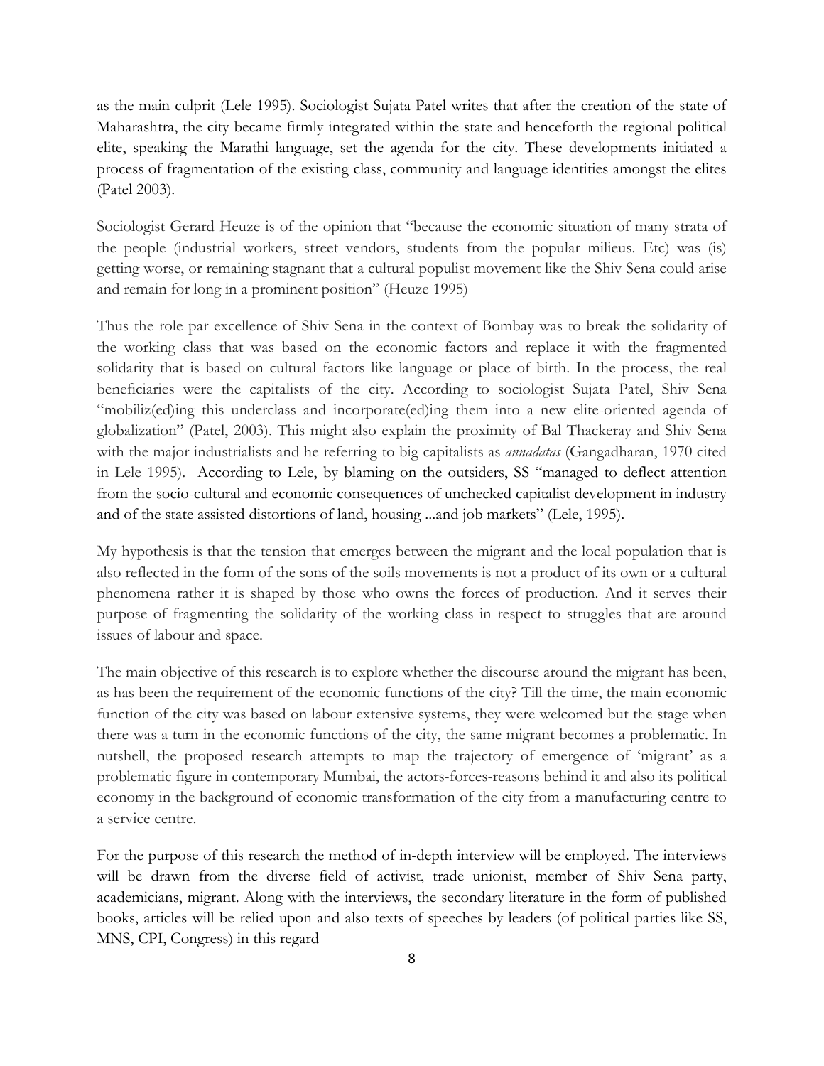as the main culprit (Lele 1995). Sociologist Sujata Patel writes that after the creation of the state of Maharashtra, the city became firmly integrated within the state and henceforth the regional political elite, speaking the Marathi language, set the agenda for the city. These developments initiated a process of fragmentation of the existing class, community and language identities amongst the elites (Patel 2003).

Sociologist Gerard Heuze is of the opinion that "because the economic situation of many strata of the people (industrial workers, street vendors, students from the popular milieus. Etc) was (is) getting worse, or remaining stagnant that a cultural populist movement like the Shiv Sena could arise and remain for long in a prominent position" (Heuze 1995)

Thus the role par excellence of Shiv Sena in the context of Bombay was to break the solidarity of the working class that was based on the economic factors and replace it with the fragmented solidarity that is based on cultural factors like language or place of birth. In the process, the real beneficiaries were the capitalists of the city. According to sociologist Sujata Patel, Shiv Sena "mobiliz(ed)ing this underclass and incorporate(ed)ing them into a new elite-oriented agenda of globalization" (Patel, 2003). This might also explain the proximity of Bal Thackeray and Shiv Sena with the major industrialists and he referring to big capitalists as *annadatas* (Gangadharan, 1970 cited in Lele 1995). According to Lele, by blaming on the outsiders, SS "managed to deflect attention from the socio-cultural and economic consequences of unchecked capitalist development in industry and of the state assisted distortions of land, housing ...and job markets" (Lele, 1995).

My hypothesis is that the tension that emerges between the migrant and the local population that is also reflected in the form of the sons of the soils movements is not a product of its own or a cultural phenomena rather it is shaped by those who owns the forces of production. And it serves their purpose of fragmenting the solidarity of the working class in respect to struggles that are around issues of labour and space.

The main objective of this research is to explore whether the discourse around the migrant has been, as has been the requirement of the economic functions of the city? Till the time, the main economic function of the city was based on labour extensive systems, they were welcomed but the stage when there was a turn in the economic functions of the city, the same migrant becomes a problematic. In nutshell, the proposed research attempts to map the trajectory of emergence of 'migrant' as a problematic figure in contemporary Mumbai, the actors-forces-reasons behind it and also its political economy in the background of economic transformation of the city from a manufacturing centre to a service centre.

For the purpose of this research the method of in-depth interview will be employed. The interviews will be drawn from the diverse field of activist, trade unionist, member of Shiv Sena party, academicians, migrant. Along with the interviews, the secondary literature in the form of published books, articles will be relied upon and also texts of speeches by leaders (of political parties like SS, MNS, CPI, Congress) in this regard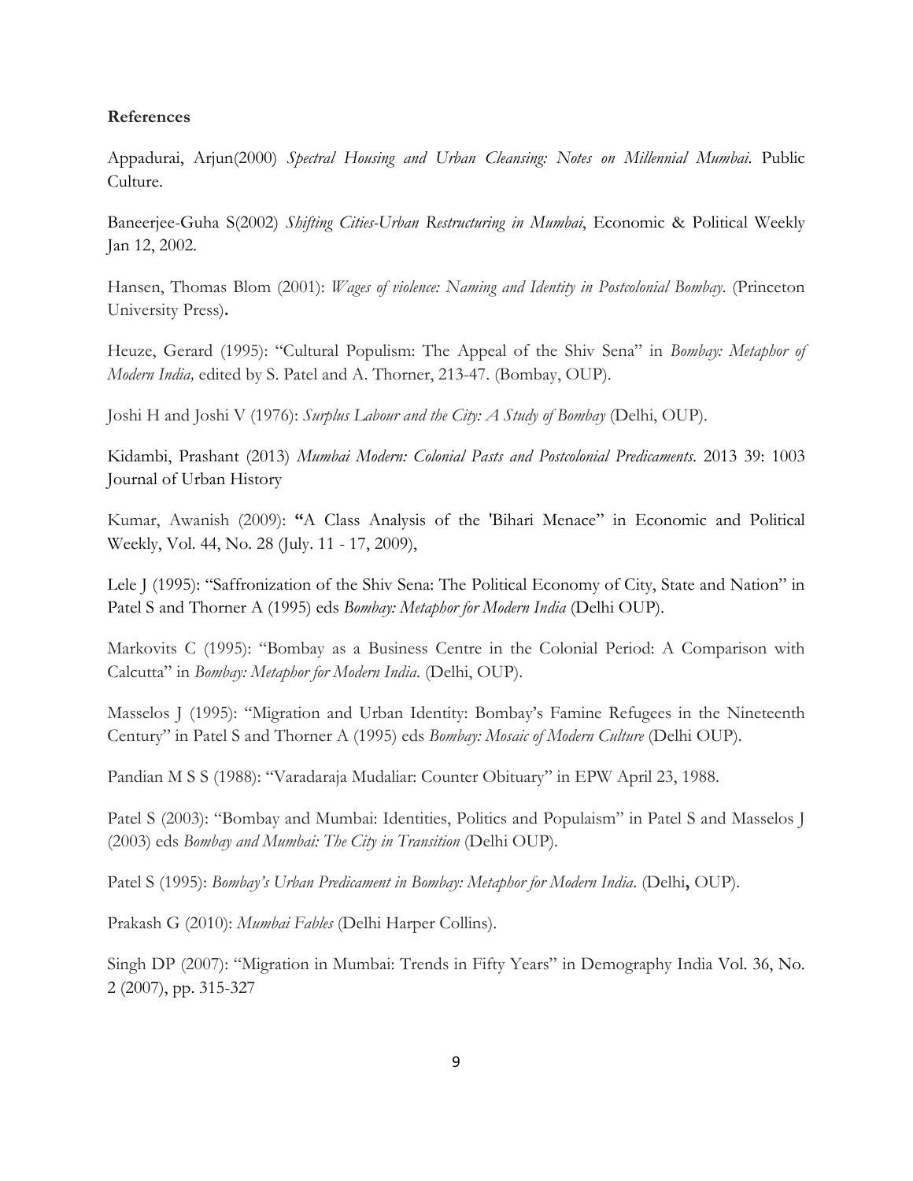**References**

Appadurai, Arjun(2000) *Spectral Housing and Urban Cleansing: Notes on Millennial Mumbai*. Public Culture.

Baneerjee-Guha S(2002) *Shifting Cities-Urban Restructuring in Mumbai*, Economic & Political Weekly Jan 12, 2002.

Hansen, Thomas Blom (2001): *Wages of violence: Naming and Identity in Postcolonial Bombay*. (Princeton University Press)**.**

Heuze, Gerard (1995): "Cultural Populism: The Appeal of the Shiv Sena" in *Bombay: Metaphor of Modern India,* edited by S. Patel and A. Thorner, 213-47. (Bombay, OUP).

Joshi H and Joshi V (1976): *Surplus Labour and the City: A Study of Bombay* (Delhi, OUP).

Kidambi, Prashant (2013) *Mumbai Modern: Colonial Pasts and Postcolonial Predicaments*. 2013 39: 1003 Journal of Urban History

Kumar, Awanish (2009): **"**A Class Analysis of the 'Bihari Menace" in Economic and Political Weekly, Vol. 44, No. 28 (July. 11 - 17, 2009),

Lele J (1995): "Saffronization of the Shiv Sena: The Political Economy of City, State and Nation" in Patel S and Thorner A (1995) eds *Bombay: Metaphor for Modern India* (Delhi OUP).

Markovits C (1995): "Bombay as a Business Centre in the Colonial Period: A Comparison with Calcutta" in *Bombay: Metaphor for Modern India*. (Delhi, OUP).

Masselos J (1995): "Migration and Urban Identity: Bombay's Famine Refugees in the Nineteenth Century" in Patel S and Thorner A (1995) eds *Bombay: Mosaic of Modern Culture* (Delhi OUP).

Pandian M S S (1988): "Varadaraja Mudaliar: Counter Obituary" in EPW April 23, 1988.

Patel S (2003): "Bombay and Mumbai: Identities, Politics and Populaism" in Patel S and Masselos J (2003) eds *Bombay and Mumbai: The City in Transition* (Delhi OUP).

Patel S (1995): *Bombay's Urban Predicament in Bombay: Metaphor for Modern India*. (Delhi**,** OUP).

Prakash G (2010): *Mumbai Fables* (Delhi Harper Collins).

Singh DP (2007): "Migration in Mumbai: Trends in Fifty Years" in Demography India Vol. 36, No. 2 (2007), pp. 315-327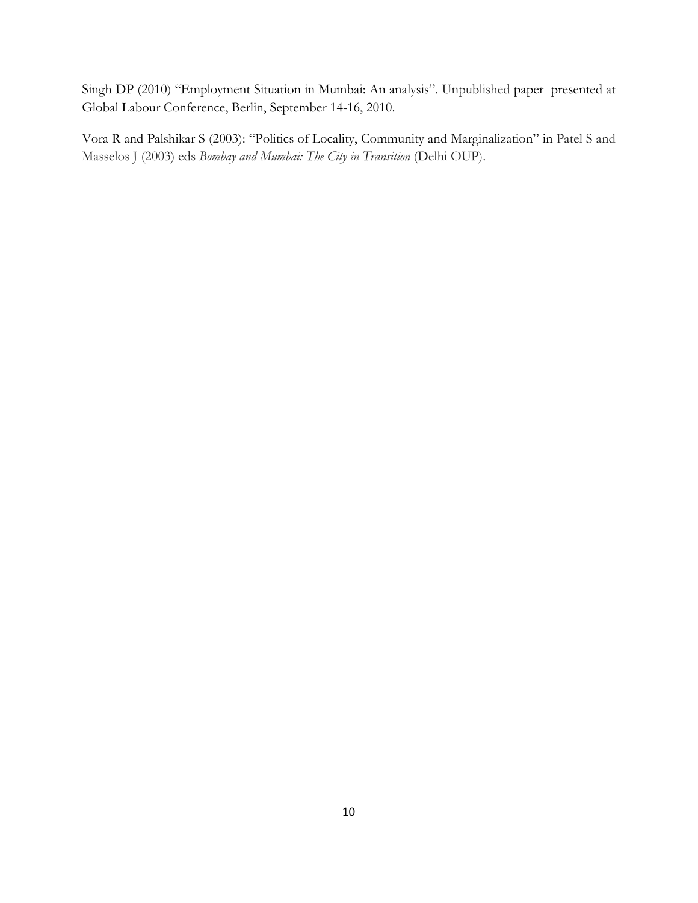Singh DP (2010) "Employment Situation in Mumbai: An analysis". Unpublished paper presented at Global Labour Conference, Berlin, September 14-16, 2010.

Vora R and Palshikar S (2003): "Politics of Locality, Community and Marginalization" in Patel S and Masselos J (2003) eds *Bombay and Mumbai: The City in Transition* (Delhi OUP).